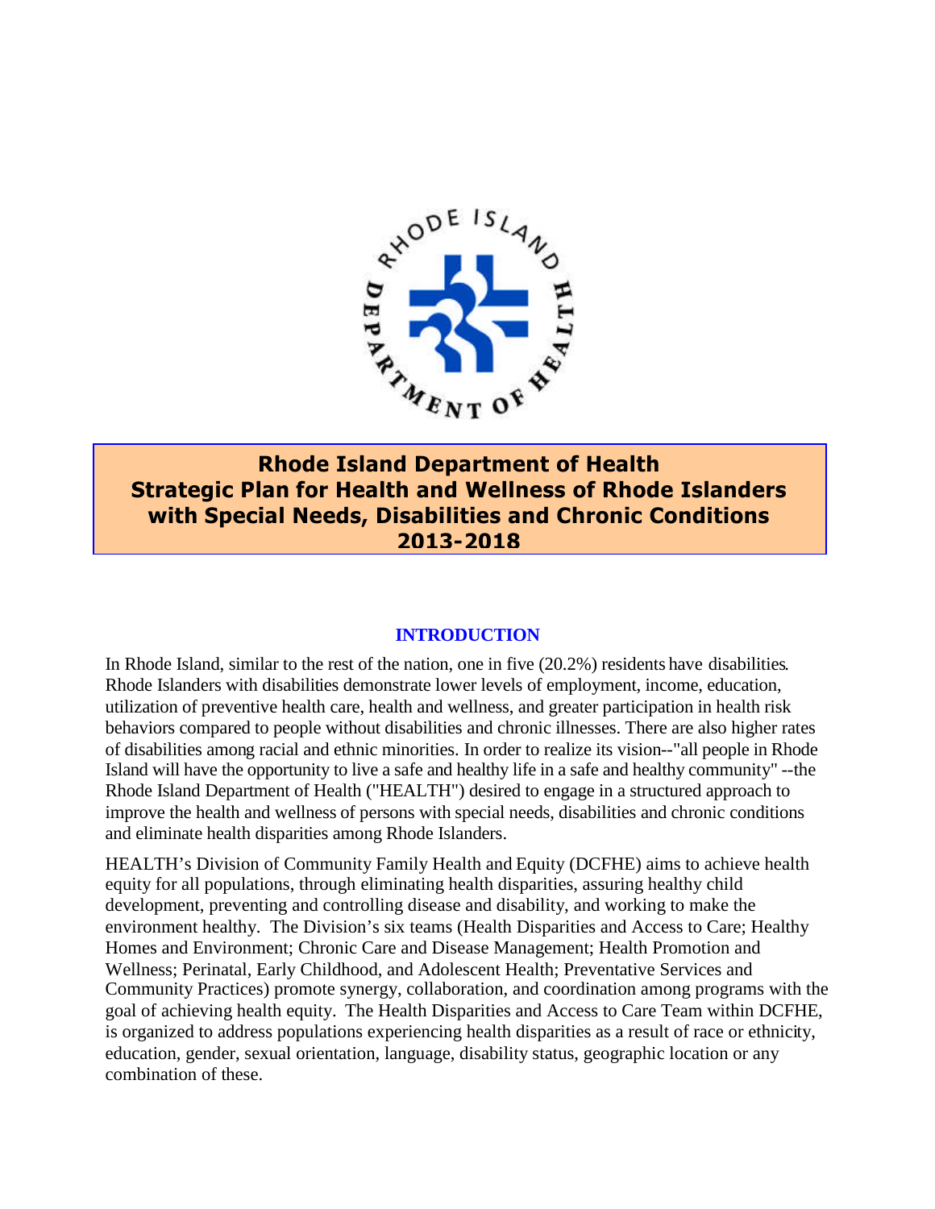# Rhode Island Department of Health
# Strategic Plan for Health and Wellness of Rhode Islanders with Special Needs, Disabilities and Chronic Conditions
# 2013-2018

## INTRODUCTION

In Rhode Island, similar to the rest of the nation, one in five (20.2%) residents have disabilities. Rhode Islanders with disabilities demonstrate lower levels of employment, income, education, utilization of preventive health care, health and wellness, and greater participation in health risk behaviors compared to people without disabilities and chronic illnesses. There are also higher rates of disabilities among racial and ethnic minorities. In order to realize its vision--"all people in Rhode Island will have the opportunity to live a safe and healthy life in a safe and healthy community" --the Rhode Island Department of Health ("HEALTH") desired to engage in a structured approach to improve the health and wellness of persons with special needs, disabilities and chronic conditions and eliminate health disparities among Rhode Islanders.

HEALTH's Division of Community Family Health and Equity (DCFHE) aims to achieve health equity for all populations, through eliminating health disparities, assuring healthy child development, preventing and controlling disease and disability, and working to make the environment healthy. The Division's six teams (Health Disparities and Access to Care; Healthy Homes and Environment; Chronic Care and Disease Management; Health Promotion and Wellness; Perinatal, Early Childhood, and Adolescent Health; Preventative Services and Community Practices) promote synergy, collaboration, and coordination among programs with the goal of achieving health equity. The Health Disparities and Access to Care Team within DCFHE, is organized to address populations experiencing health disparities as a result of race or ethnicity, education, gender, sexual orientation, language, disability status, geographic location or any combination of these.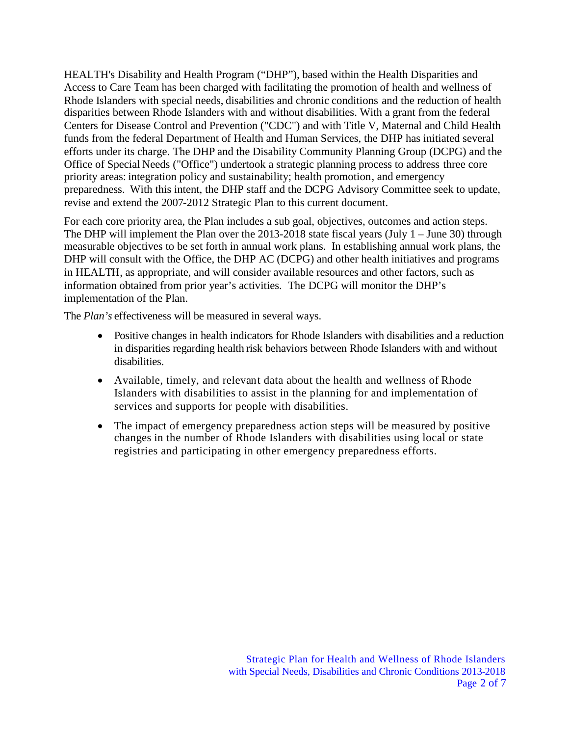HEALTH's Disability and Health Program ("DHP"), based within the Health Disparities and Access to Care Team has been charged with facilitating the promotion of health and wellness of Rhode Islanders with special needs, disabilities and chronic conditions and the reduction of health disparities between Rhode Islanders with and without disabilities. With a grant from the federal Centers for Disease Control and Prevention ("CDC") and with Title V, Maternal and Child Health funds from the federal Department of Health and Human Services, the DHP has initiated several efforts under its charge. The DHP and the Disability Community Planning Group (DCPG) and the Office of Special Needs ("Office") undertook a strategic planning process to address three core priority areas: integration policy and sustainability; health promotion, and emergency preparedness. With this intent, the DHP staff and the DCPG Advisory Committee seek to update, revise and extend the 2007-2012 Strategic Plan to this current document.

For each core priority area, the Plan includes a sub goal, objectives, outcomes and action steps. The DHP will implement the Plan over the 2013-2018 state fiscal years (July 1 – June 30) through measurable objectives to be set forth in annual work plans. In establishing annual work plans, the DHP will consult with the Office, the DHP AC (DCPG) and other health initiatives and programs in HEALTH, as appropriate, and will consider available resources and other factors, such as information obtained from prior year's activities. The DCPG will monitor the DHP's implementation of the Plan.

The *Plan's* effectiveness will be measured in several ways.

- Positive changes in health indicators for Rhode Islanders with disabilities and a reduction in disparities regarding health risk behaviors between Rhode Islanders with and without disabilities.
- Available, timely, and relevant data about the health and wellness of Rhode Islanders with disabilities to assist in the planning for and implementation of services and supports for people with disabilities.
- The impact of emergency preparedness action steps will be measured by positive changes in the number of Rhode Islanders with disabilities using local or state registries and participating in other emergency preparedness efforts.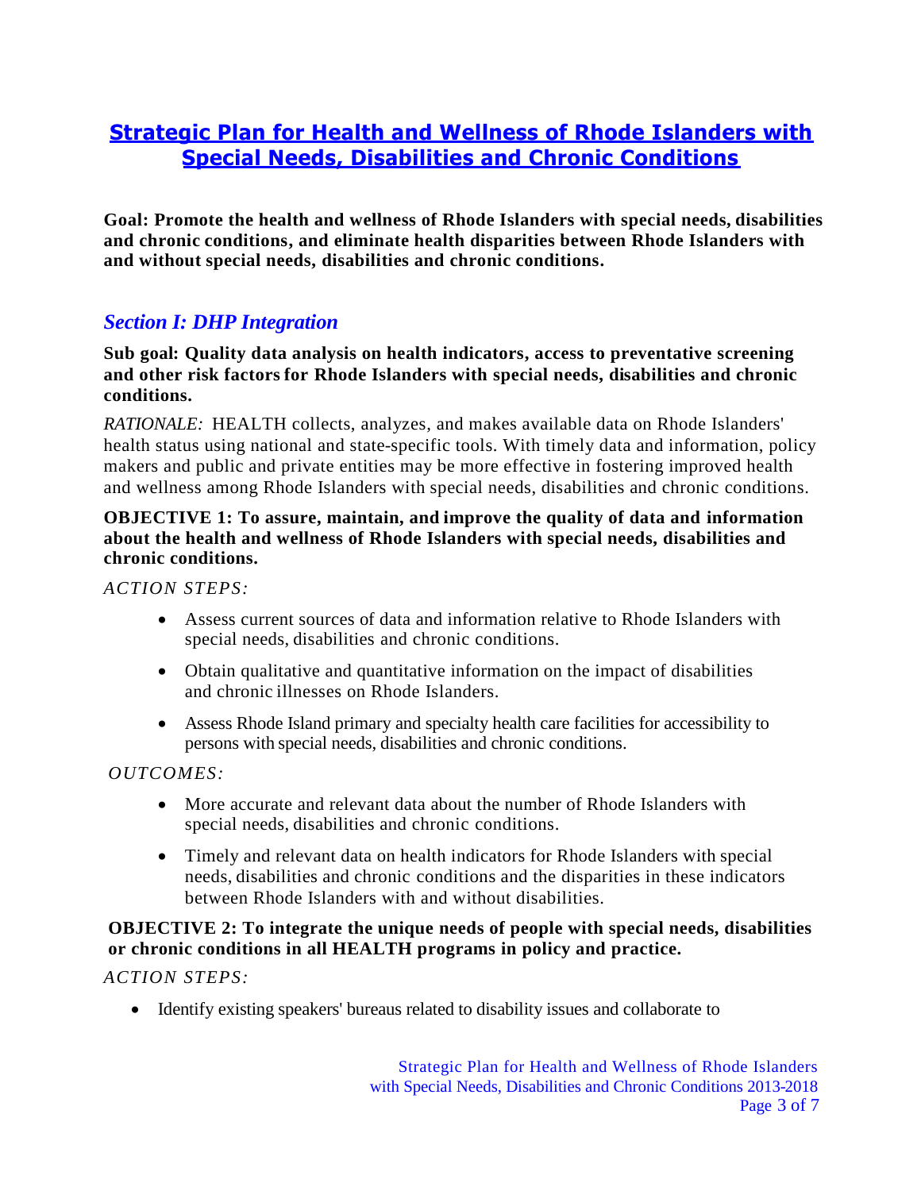# Strategic Plan for Health and Wellness of Rhode Islanders with Special Needs, Disabilities and Chronic Conditions

**Goal: Promote the health and wellness of Rhode Islanders with special needs, disabilities and chronic conditions, and eliminate health disparities between Rhode Islanders with and without special needs, disabilities and chronic conditions.**

## *Section I: DHP Integration*

**Sub goal: Quality data analysis on health indicators, access to preventative screening and other risk factors for Rhode Islanders with special needs, disabilities and chronic conditions.**

*RATIONALE:* HEALTH collects, analyzes, and makes available data on Rhode Islanders' health status using national and state-specific tools. With timely data and information, policy makers and public and private entities may be more effective in fostering improved health and wellness among Rhode Islanders with special needs, disabilities and chronic conditions.

**OBJECTIVE 1: To assure, maintain, and improve the quality of data and information about the health and wellness of Rhode Islanders with special needs, disabilities and chronic conditions.**

*ACTION STEPS:*

- Assess current sources of data and information relative to Rhode Islanders with special needs, disabilities and chronic conditions.
- Obtain qualitative and quantitative information on the impact of disabilities and chronic illnesses on Rhode Islanders.
- Assess Rhode Island primary and specialty health care facilities for accessibility to persons with special needs, disabilities and chronic conditions.

*OUTCOMES:*

- More accurate and relevant data about the number of Rhode Islanders with special needs, disabilities and chronic conditions.
- Timely and relevant data on health indicators for Rhode Islanders with special needs, disabilities and chronic conditions and the disparities in these indicators between Rhode Islanders with and without disabilities.

**OBJECTIVE 2: To integrate the unique needs of people with special needs, disabilities or chronic conditions in all HEALTH programs in policy and practice.**

*ACTION STEPS:*

- Identify existing speakers' bureaus related to disability issues and collaborate to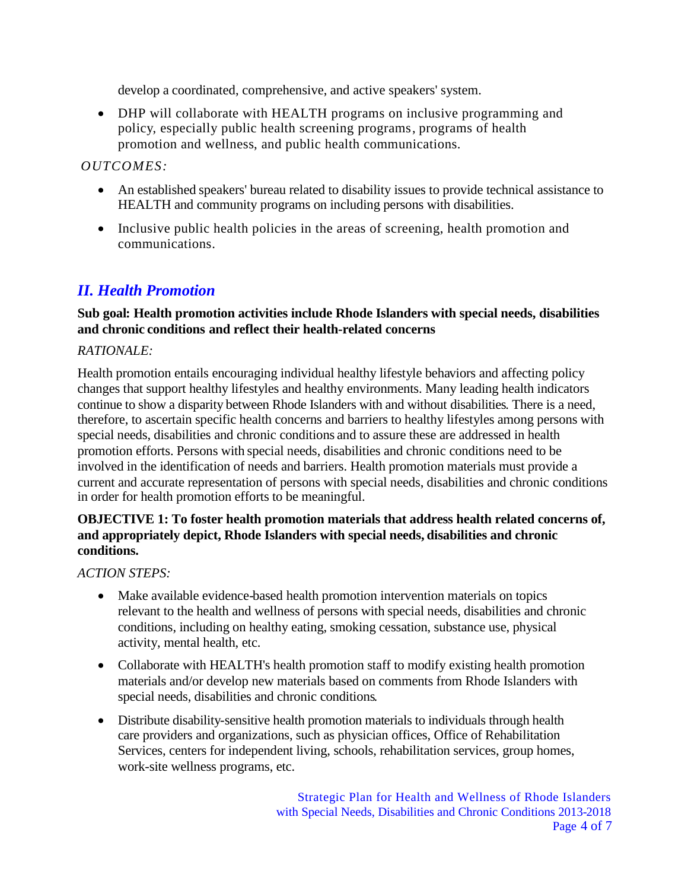develop a coordinated, comprehensive, and active speakers' system.

- DHP will collaborate with HEALTH programs on inclusive programming and policy, especially public health screening programs, programs of health promotion and wellness, and public health communications.

*OUTCOMES:*

- An established speakers' bureau related to disability issues to provide technical assistance to HEALTH and community programs on including persons with disabilities.
- Inclusive public health policies in the areas of screening, health promotion and communications.

## *II. Health Promotion*

**Sub goal: Health promotion activities include Rhode Islanders with special needs, disabilities and chronic conditions and reflect their health-related concerns**

*RATIONALE:*

Health promotion entails encouraging individual healthy lifestyle behaviors and affecting policy changes that support healthy lifestyles and healthy environments. Many leading health indicators continue to show a disparity between Rhode Islanders with and without disabilities. There is a need, therefore, to ascertain specific health concerns and barriers to healthy lifestyles among persons with special needs, disabilities and chronic conditions and to assure these are addressed in health promotion efforts. Persons with special needs, disabilities and chronic conditions need to be involved in the identification of needs and barriers. Health promotion materials must provide a current and accurate representation of persons with special needs, disabilities and chronic conditions in order for health promotion efforts to be meaningful.

**OBJECTIVE 1: To foster health promotion materials that address health related concerns of, and appropriately depict, Rhode Islanders with special needs, disabilities and chronic conditions.**

*ACTION STEPS:*

- Make available evidence-based health promotion intervention materials on topics relevant to the health and wellness of persons with special needs, disabilities and chronic conditions, including on healthy eating, smoking cessation, substance use, physical activity, mental health, etc.
- Collaborate with HEALTH's health promotion staff to modify existing health promotion materials and/or develop new materials based on comments from Rhode Islanders with special needs, disabilities and chronic conditions.
- Distribute disability-sensitive health promotion materials to individuals through health care providers and organizations, such as physician offices, Office of Rehabilitation Services, centers for independent living, schools, rehabilitation services, group homes, work-site wellness programs, etc.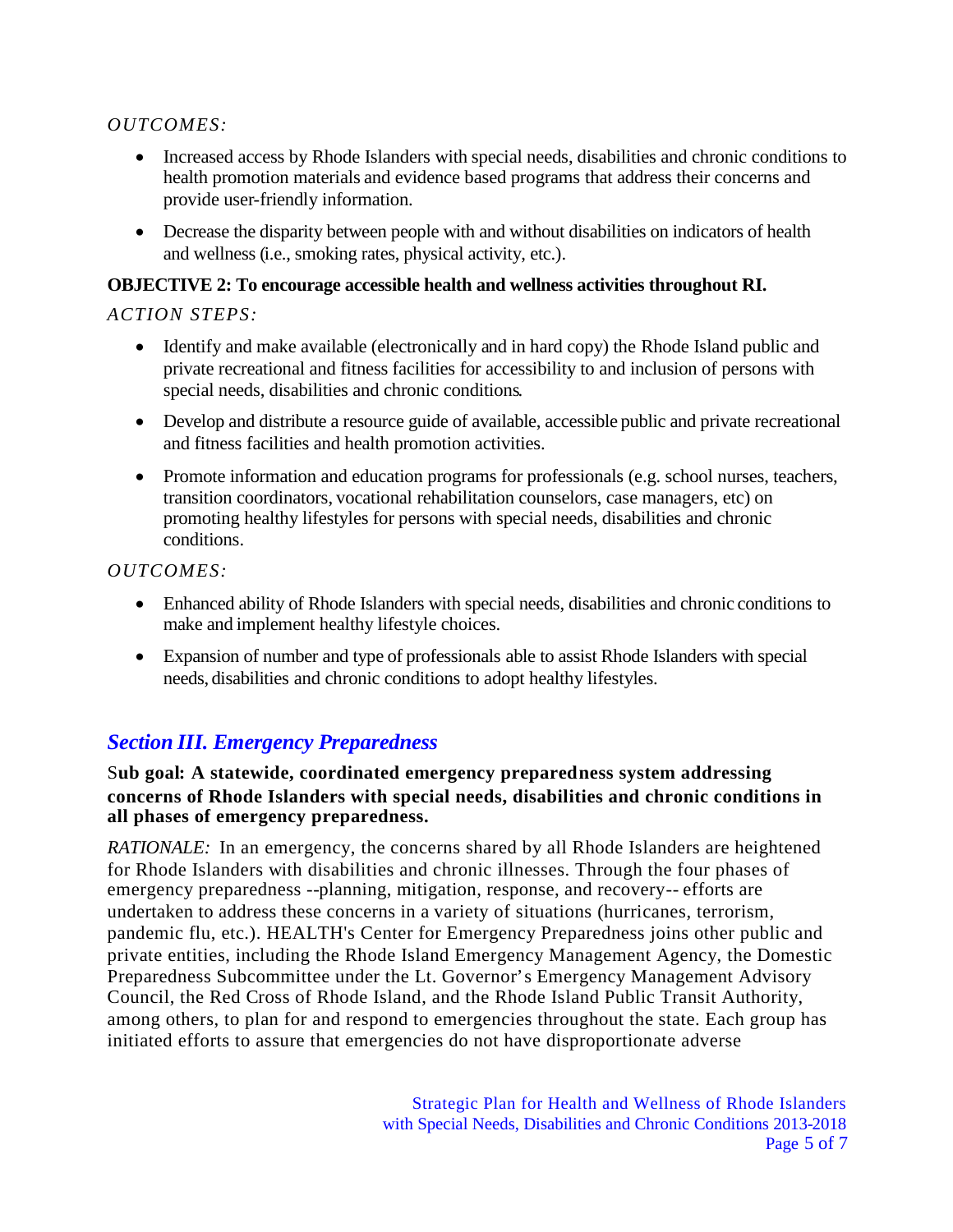*OUTCOMES:*

- Increased access by Rhode Islanders with special needs, disabilities and chronic conditions to health promotion materials and evidence based programs that address their concerns and provide user-friendly information.
- Decrease the disparity between people with and without disabilities on indicators of health and wellness (i.e., smoking rates, physical activity, etc.).

**OBJECTIVE 2: To encourage accessible health and wellness activities throughout RI.**

*ACTION STEPS:*

- Identify and make available (electronically and in hard copy) the Rhode Island public and private recreational and fitness facilities for accessibility to and inclusion of persons with special needs, disabilities and chronic conditions.
- Develop and distribute a resource guide of available, accessible public and private recreational and fitness facilities and health promotion activities.
- Promote information and education programs for professionals (e.g. school nurses, teachers, transition coordinators, vocational rehabilitation counselors, case managers, etc) on promoting healthy lifestyles for persons with special needs, disabilities and chronic conditions.

*OUTCOMES:*

- Enhanced ability of Rhode Islanders with special needs, disabilities and chronic conditions to make and implement healthy lifestyle choices.
- Expansion of number and type of professionals able to assist Rhode Islanders with special needs, disabilities and chronic conditions to adopt healthy lifestyles.

## *Section III. Emergency Preparedness*

**Sub goal: A statewide, coordinated emergency preparedness system addressing concerns of Rhode Islanders with special needs, disabilities and chronic conditions in all phases of emergency preparedness.**

*RATIONALE:* In an emergency, the concerns shared by all Rhode Islanders are heightened for Rhode Islanders with disabilities and chronic illnesses. Through the four phases of emergency preparedness --planning, mitigation, response, and recovery-- efforts are undertaken to address these concerns in a variety of situations (hurricanes, terrorism, pandemic flu, etc.). HEALTH's Center for Emergency Preparedness joins other public and private entities, including the Rhode Island Emergency Management Agency, the Domestic Preparedness Subcommittee under the Lt. Governor's Emergency Management Advisory Council, the Red Cross of Rhode Island, and the Rhode Island Public Transit Authority, among others, to plan for and respond to emergencies throughout the state. Each group has initiated efforts to assure that emergencies do not have disproportionate adverse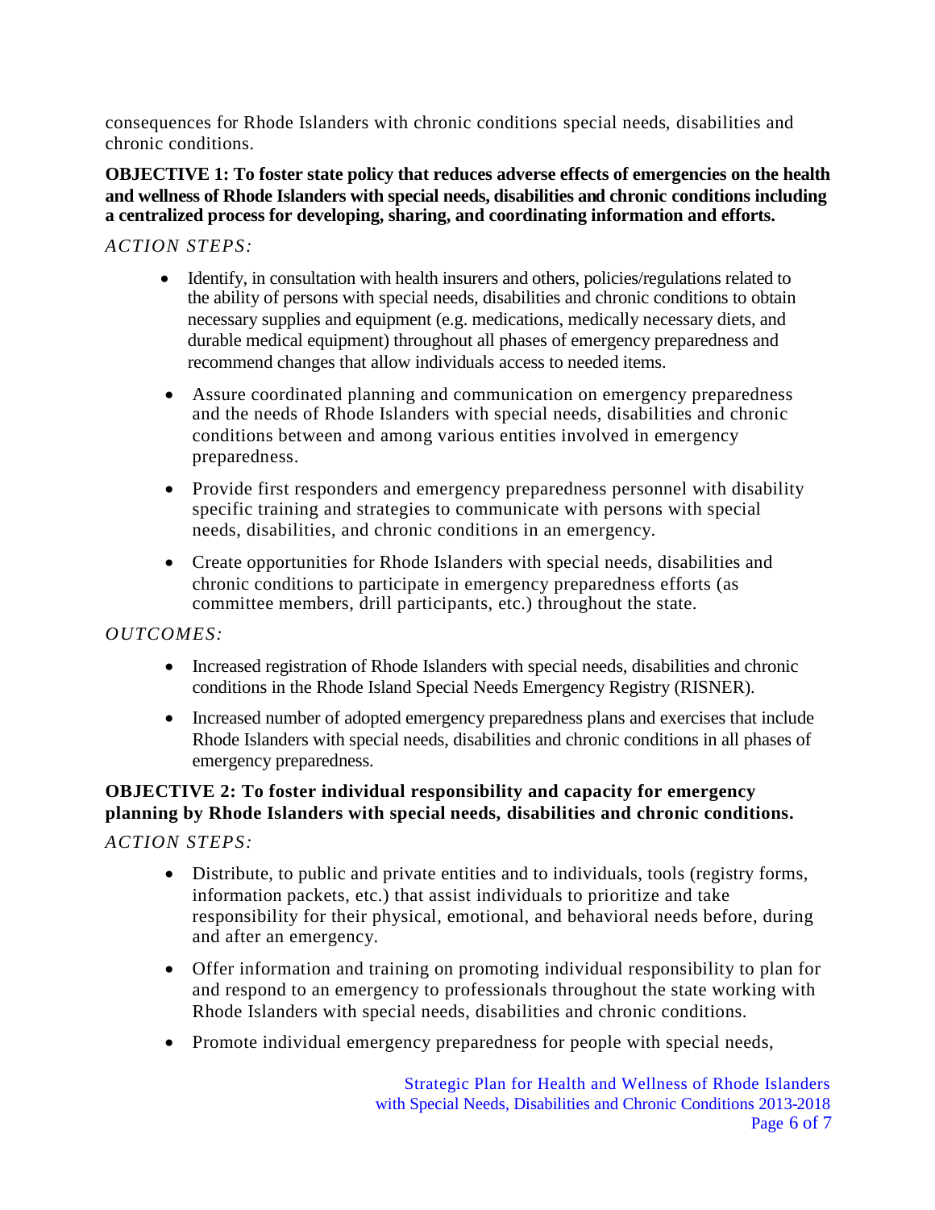consequences for Rhode Islanders with chronic conditions special needs, disabilities and chronic conditions.

**OBJECTIVE 1: To foster state policy that reduces adverse effects of emergencies on the health and wellness of Rhode Islanders with special needs, disabilities and chronic conditions including a centralized process for developing, sharing, and coordinating information and efforts.**

*ACTION STEPS:*

- Identify, in consultation with health insurers and others, policies/regulations related to the ability of persons with special needs, disabilities and chronic conditions to obtain necessary supplies and equipment (e.g. medications, medically necessary diets, and durable medical equipment) throughout all phases of emergency preparedness and recommend changes that allow individuals access to needed items.
- Assure coordinated planning and communication on emergency preparedness and the needs of Rhode Islanders with special needs, disabilities and chronic conditions between and among various entities involved in emergency preparedness.
- Provide first responders and emergency preparedness personnel with disability specific training and strategies to communicate with persons with special needs, disabilities, and chronic conditions in an emergency.
- Create opportunities for Rhode Islanders with special needs, disabilities and chronic conditions to participate in emergency preparedness efforts (as committee members, drill participants, etc.) throughout the state.

*OUTCOMES:*

- Increased registration of Rhode Islanders with special needs, disabilities and chronic conditions in the Rhode Island Special Needs Emergency Registry (RISNER).
- Increased number of adopted emergency preparedness plans and exercises that include Rhode Islanders with special needs, disabilities and chronic conditions in all phases of emergency preparedness.

**OBJECTIVE 2: To foster individual responsibility and capacity for emergency planning by Rhode Islanders with special needs, disabilities and chronic conditions.**

*ACTION STEPS:*

- Distribute, to public and private entities and to individuals, tools (registry forms, information packets, etc.) that assist individuals to prioritize and take responsibility for their physical, emotional, and behavioral needs before, during and after an emergency.
- Offer information and training on promoting individual responsibility to plan for and respond to an emergency to professionals throughout the state working with Rhode Islanders with special needs, disabilities and chronic conditions.
- Promote individual emergency preparedness for people with special needs,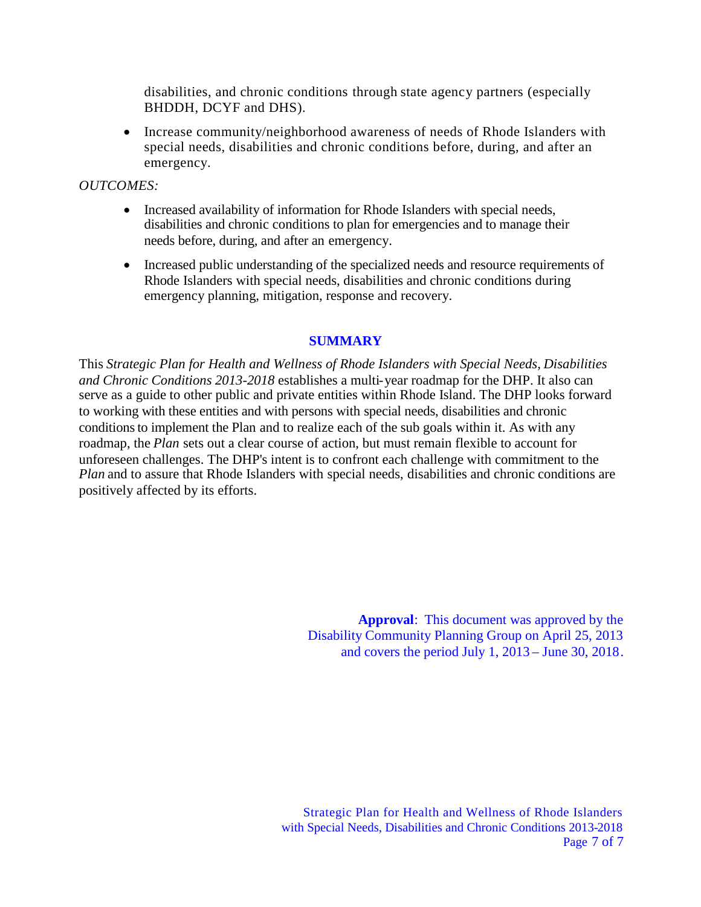disabilities, and chronic conditions through state agency partners (especially BHDDH, DCYF and DHS).

- Increase community/neighborhood awareness of needs of Rhode Islanders with special needs, disabilities and chronic conditions before, during, and after an emergency.

*OUTCOMES:*

- Increased availability of information for Rhode Islanders with special needs, disabilities and chronic conditions to plan for emergencies and to manage their needs before, during, and after an emergency.
- Increased public understanding of the specialized needs and resource requirements of Rhode Islanders with special needs, disabilities and chronic conditions during emergency planning, mitigation, response and recovery.

## SUMMARY

This *Strategic Plan for Health and Wellness of Rhode Islanders with Special Needs, Disabilities and Chronic Conditions 2013-2018* establishes a multi-year roadmap for the DHP. It also can serve as a guide to other public and private entities within Rhode Island. The DHP looks forward to working with these entities and with persons with special needs, disabilities and chronic conditions to implement the Plan and to realize each of the sub goals within it. As with any roadmap, the *Plan* sets out a clear course of action, but must remain flexible to account for unforeseen challenges. The DHP's intent is to confront each challenge with commitment to the *Plan* and to assure that Rhode Islanders with special needs, disabilities and chronic conditions are positively affected by its efforts.

**Approval**: This document was approved by the Disability Community Planning Group on April 25, 2013 and covers the period July 1, 2013 – June 30, 2018.